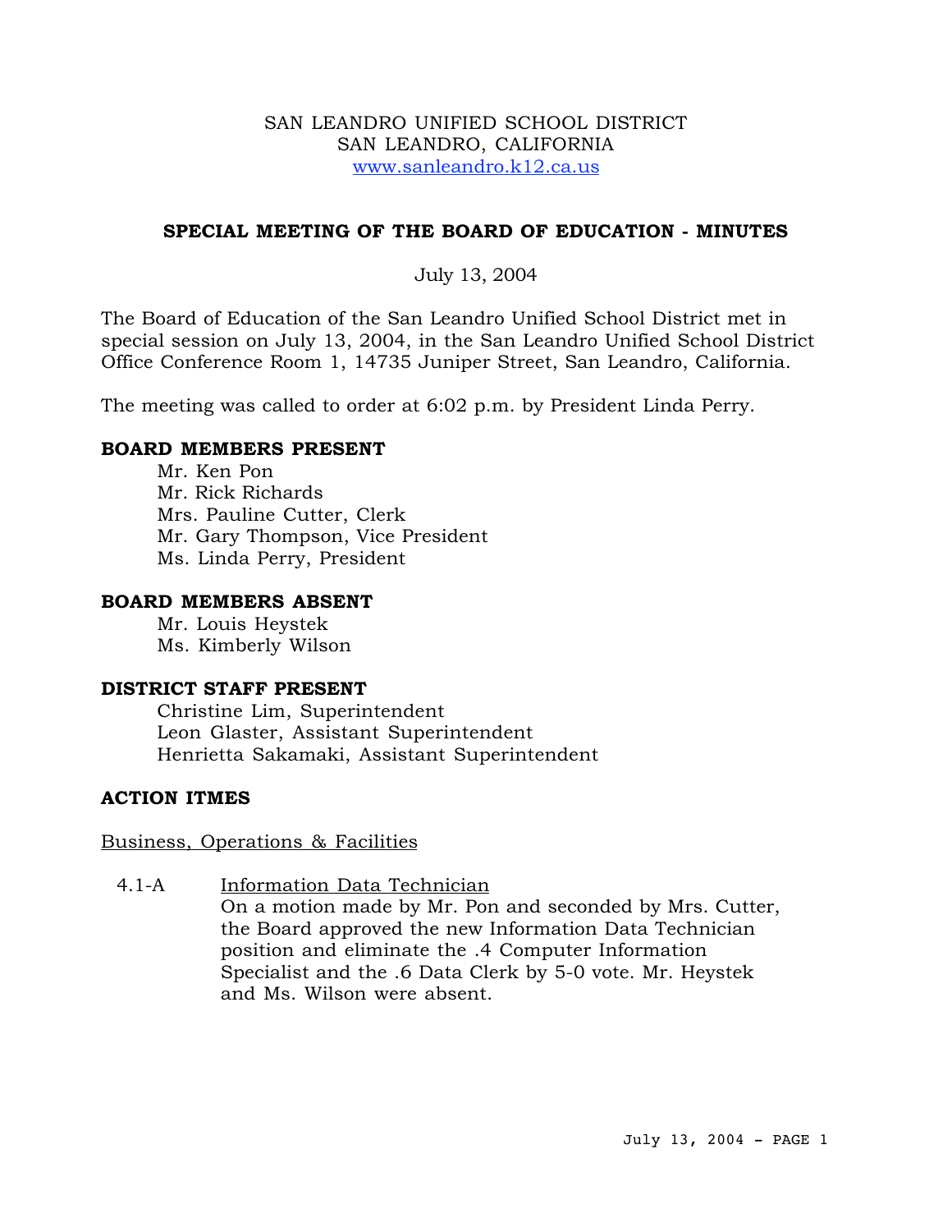SAN LEANDRO UNIFIED SCHOOL DISTRICT
SAN LEANDRO, CALIFORNIA
www.sanleandro.k12.ca.us

## SPECIAL MEETING OF THE BOARD OF EDUCATION - MINUTES

July 13, 2004

The Board of Education of the San Leandro Unified School District met in special session on July 13, 2004, in the San Leandro Unified School District Office Conference Room 1, 14735 Juniper Street, San Leandro, California.

The meeting was called to order at 6:02 p.m. by President Linda Perry.

### BOARD MEMBERS PRESENT

Mr. Ken Pon
Mr. Rick Richards
Mrs. Pauline Cutter, Clerk
Mr. Gary Thompson, Vice President
Ms. Linda Perry, President

### BOARD MEMBERS ABSENT

Mr. Louis Heystek
Ms. Kimberly Wilson

### DISTRICT STAFF PRESENT

Christine Lim, Superintendent
Leon Glaster, Assistant Superintendent
Henrietta Sakamaki, Assistant Superintendent

### ACTION ITMES

Business, Operations & Facilities

4.1-A Information Data Technician
On a motion made by Mr. Pon and seconded by Mrs. Cutter, the Board approved the new Information Data Technician position and eliminate the .4 Computer Information Specialist and the .6 Data Clerk by 5-0 vote. Mr. Heystek and Ms. Wilson were absent.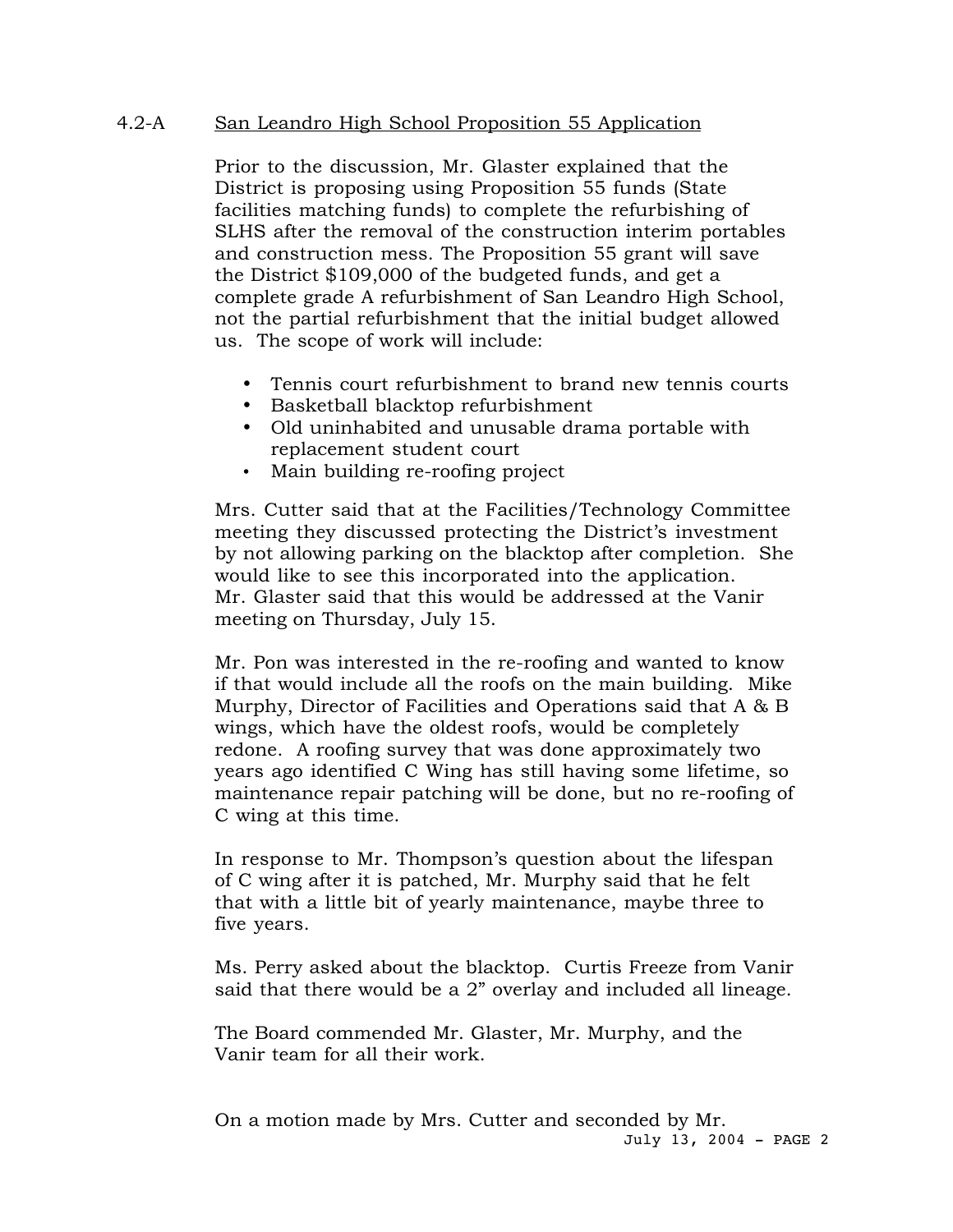4.2-A San Leandro High School Proposition 55 Application

Prior to the discussion, Mr. Glaster explained that the District is proposing using Proposition 55 funds (State facilities matching funds) to complete the refurbishing of SLHS after the removal of the construction interim portables and construction mess. The Proposition 55 grant will save the District $109,000 of the budgeted funds, and get a complete grade A refurbishment of San Leandro High School, not the partial refurbishment that the initial budget allowed us. The scope of work will include:

- Tennis court refurbishment to brand new tennis courts
- Basketball blacktop refurbishment
- Old uninhabited and unusable drama portable with replacement student court
- Main building re-roofing project

Mrs. Cutter said that at the Facilities/Technology Committee meeting they discussed protecting the District's investment by not allowing parking on the blacktop after completion. She would like to see this incorporated into the application. Mr. Glaster said that this would be addressed at the Vanir meeting on Thursday, July 15.

Mr. Pon was interested in the re-roofing and wanted to know if that would include all the roofs on the main building. Mike Murphy, Director of Facilities and Operations said that A & B wings, which have the oldest roofs, would be completely redone. A roofing survey that was done approximately two years ago identified C Wing has still having some lifetime, so maintenance repair patching will be done, but no re-roofing of C wing at this time.

In response to Mr. Thompson's question about the lifespan of C wing after it is patched, Mr. Murphy said that he felt that with a little bit of yearly maintenance, maybe three to five years.

Ms. Perry asked about the blacktop. Curtis Freeze from Vanir said that there would be a 2" overlay and included all lineage.

The Board commended Mr. Glaster, Mr. Murphy, and the Vanir team for all their work.

On a motion made by Mrs. Cutter and seconded by Mr.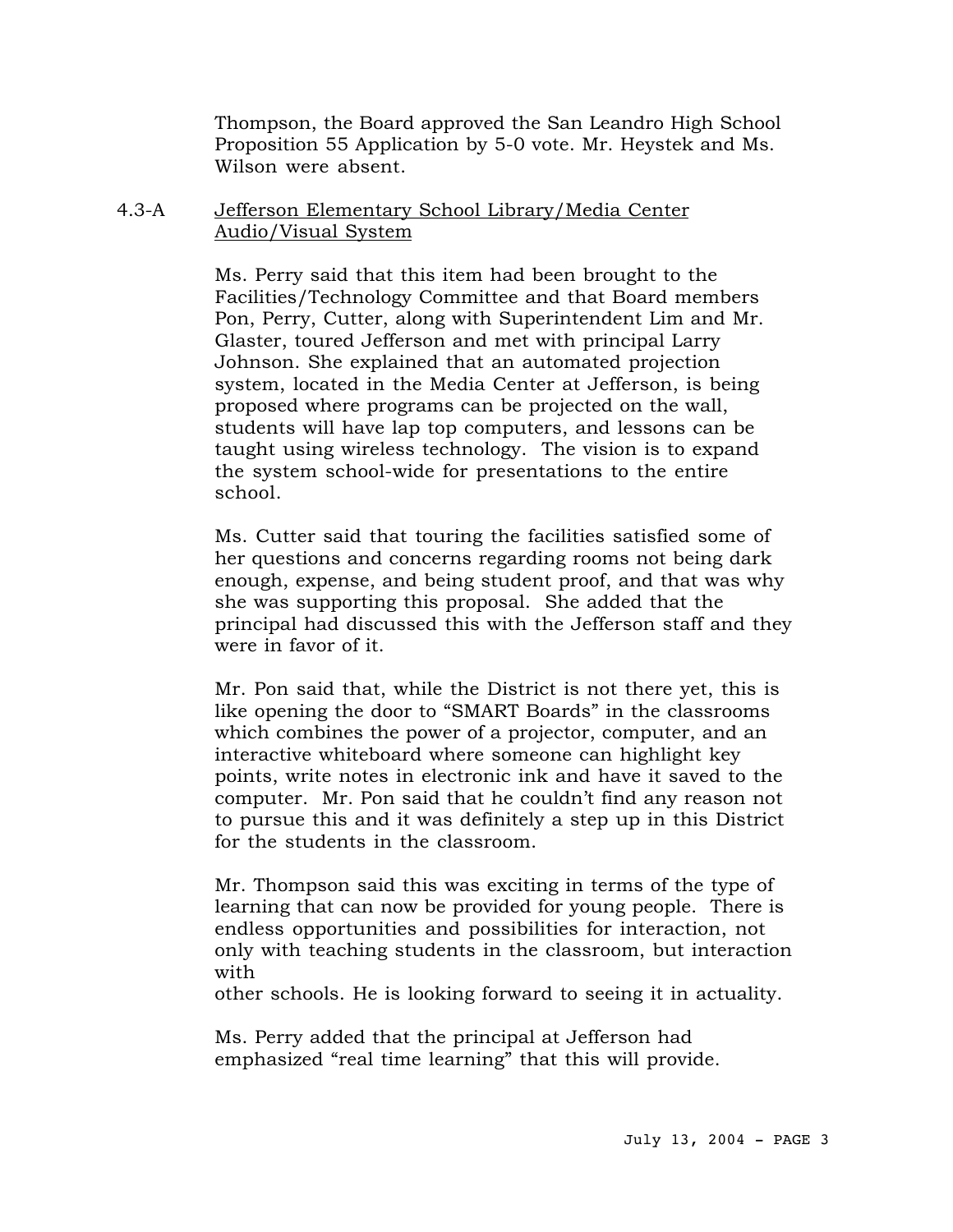Thompson, the Board approved the San Leandro High School Proposition 55 Application by 5-0 vote. Mr. Heystek and Ms. Wilson were absent.

4.3-A <u>Jefferson Elementary School Library/Media Center Audio/Visual System</u>

Ms. Perry said that this item had been brought to the Facilities/Technology Committee and that Board members Pon, Perry, Cutter, along with Superintendent Lim and Mr. Glaster, toured Jefferson and met with principal Larry Johnson. She explained that an automated projection system, located in the Media Center at Jefferson, is being proposed where programs can be projected on the wall, students will have lap top computers, and lessons can be taught using wireless technology. The vision is to expand the system school-wide for presentations to the entire school.

Ms. Cutter said that touring the facilities satisfied some of her questions and concerns regarding rooms not being dark enough, expense, and being student proof, and that was why she was supporting this proposal. She added that the principal had discussed this with the Jefferson staff and they were in favor of it.

Mr. Pon said that, while the District is not there yet, this is like opening the door to "SMART Boards" in the classrooms which combines the power of a projector, computer, and an interactive whiteboard where someone can highlight key points, write notes in electronic ink and have it saved to the computer. Mr. Pon said that he couldn't find any reason not to pursue this and it was definitely a step up in this District for the students in the classroom.

Mr. Thompson said this was exciting in terms of the type of learning that can now be provided for young people. There is endless opportunities and possibilities for interaction, not only with teaching students in the classroom, but interaction with
other schools. He is looking forward to seeing it in actuality.

Ms. Perry added that the principal at Jefferson had emphasized "real time learning" that this will provide.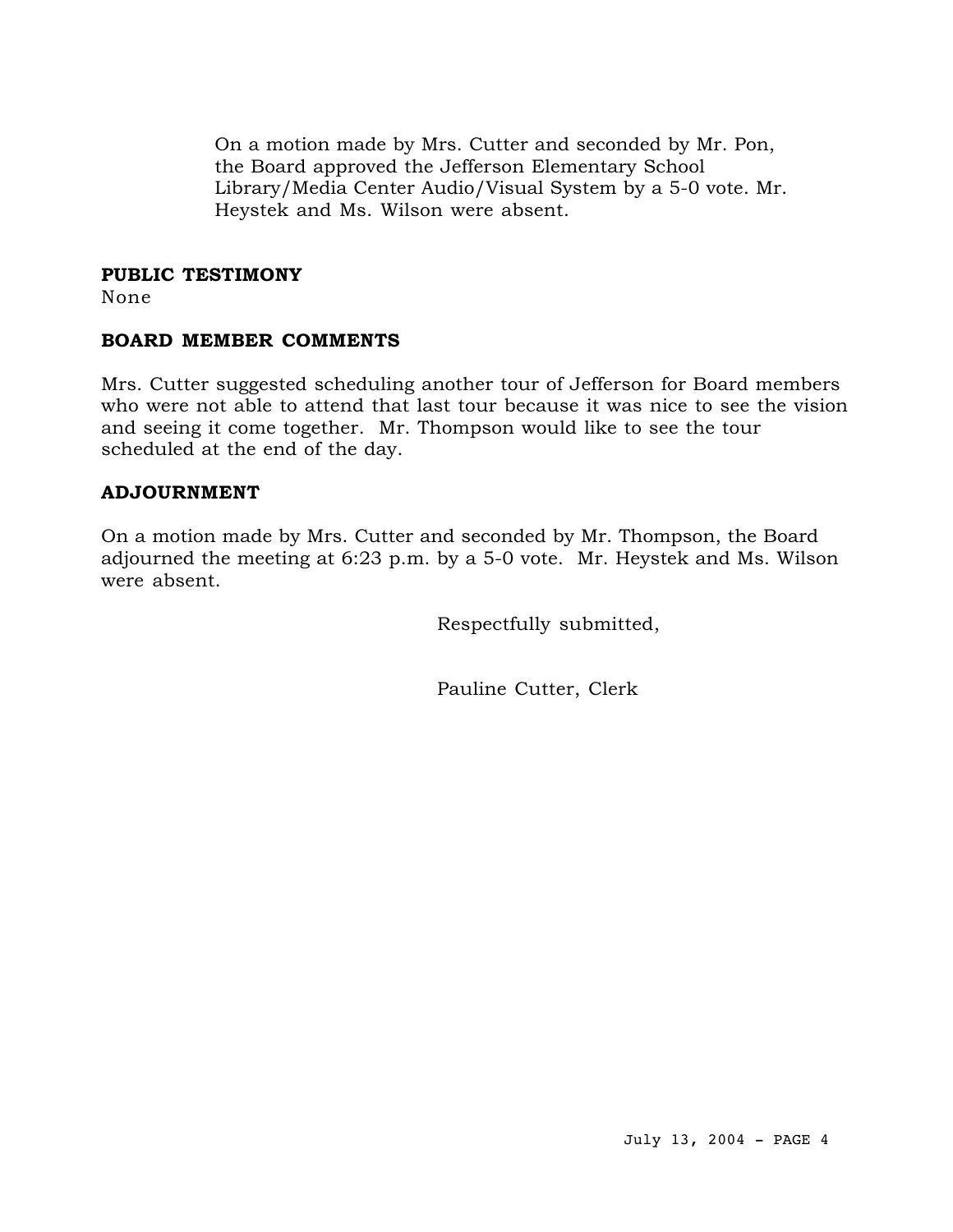On a motion made by Mrs. Cutter and seconded by Mr. Pon, the Board approved the Jefferson Elementary School Library/Media Center Audio/Visual System by a 5-0 vote. Mr. Heystek and Ms. Wilson were absent.

**PUBLIC TESTIMONY**

None

**BOARD MEMBER COMMENTS**

Mrs. Cutter suggested scheduling another tour of Jefferson for Board members who were not able to attend that last tour because it was nice to see the vision and seeing it come together. Mr. Thompson would like to see the tour scheduled at the end of the day.

**ADJOURNMENT**

On a motion made by Mrs. Cutter and seconded by Mr. Thompson, the Board adjourned the meeting at 6:23 p.m. by a 5-0 vote. Mr. Heystek and Ms. Wilson were absent.

Respectfully submitted,

Pauline Cutter, Clerk